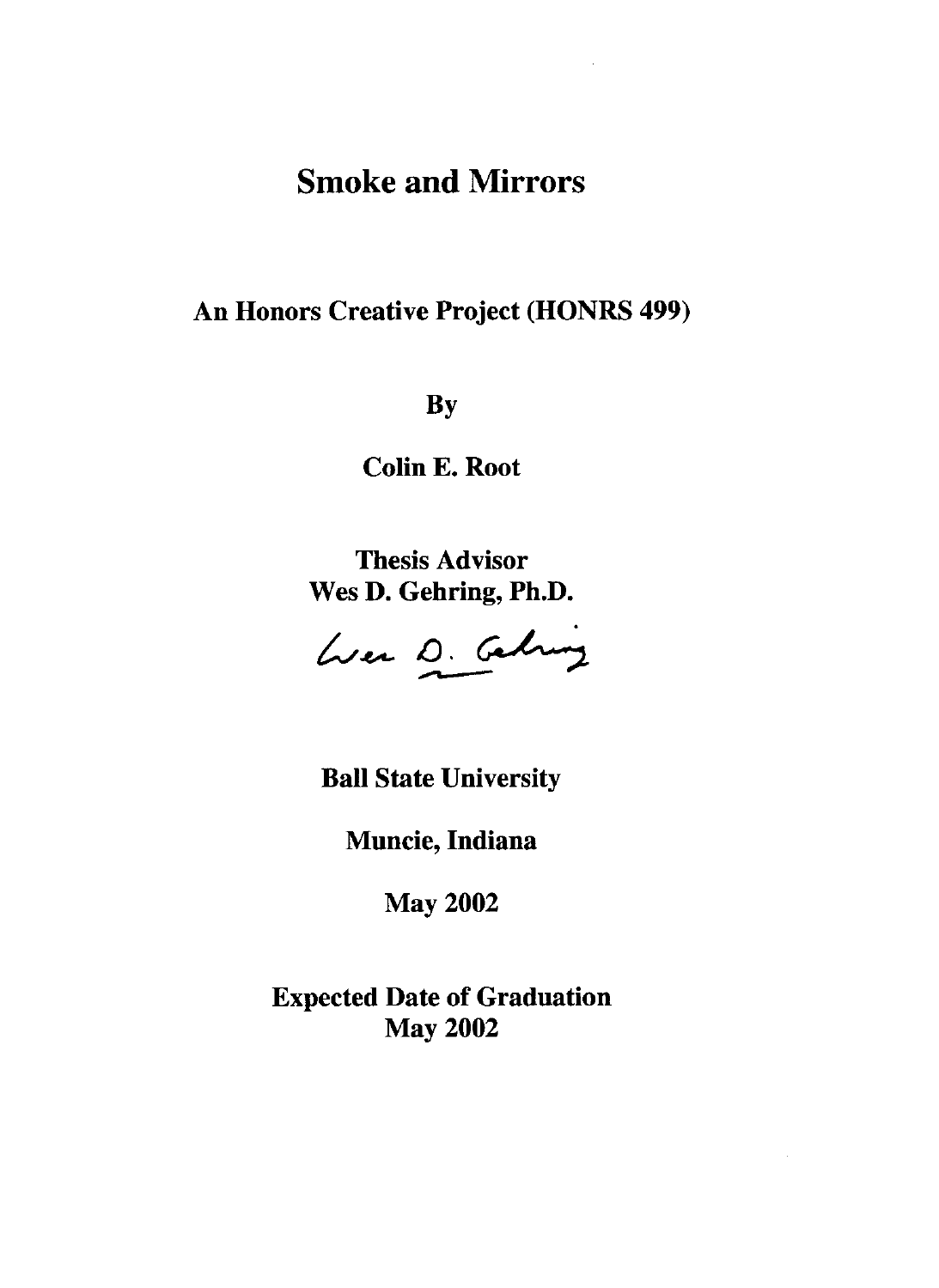# Smoke and Mirrors

**An Honors Creative Project (HONRS 499)**

**By**

**Colin E. Root**

**Thesis Advisor**
**Wes D. Gehring, Ph.D.**

Wes D. Gehring

**Ball State University**

**Muncie, Indiana**

**May 2002**

**Expected Date of Graduation**
**May 2002**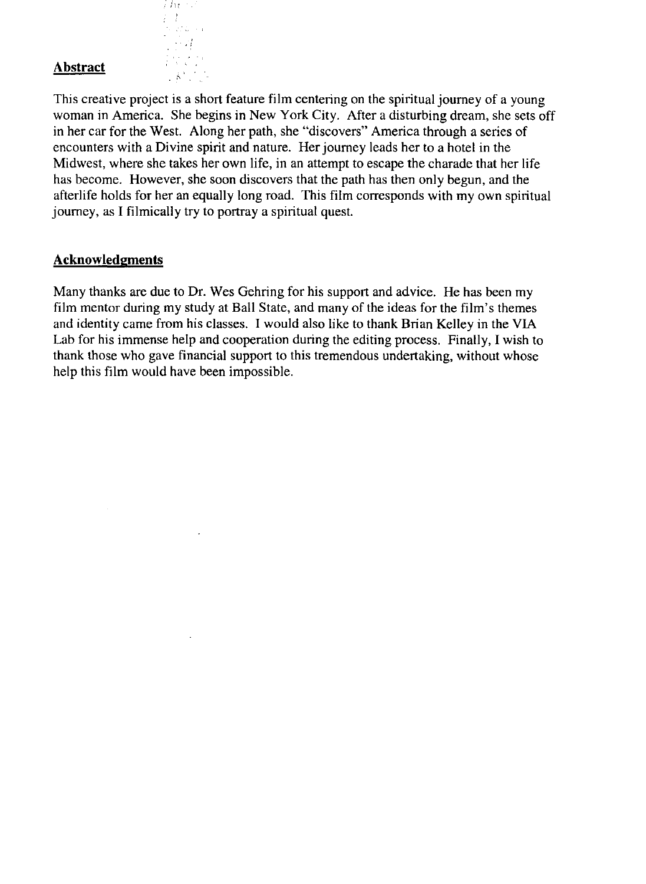## Abstract

This creative project is a short feature film centering on the spiritual journey of a young woman in America. She begins in New York City. After a disturbing dream, she sets off in her car for the West. Along her path, she "discovers" America through a series of encounters with a Divine spirit and nature. Her journey leads her to a hotel in the Midwest, where she takes her own life, in an attempt to escape the charade that her life has become. However, she soon discovers that the path has then only begun, and the afterlife holds for her an equally long road. This film corresponds with my own spiritual journey, as I filmically try to portray a spiritual quest.

## Acknowledgments

Many thanks are due to Dr. Wes Gehring for his support and advice. He has been my film mentor during my study at Ball State, and many of the ideas for the film's themes and identity came from his classes. I would also like to thank Brian Kelley in the VIA Lab for his immense help and cooperation during the editing process. Finally, I wish to thank those who gave financial support to this tremendous undertaking, without whose help this film would have been impossible.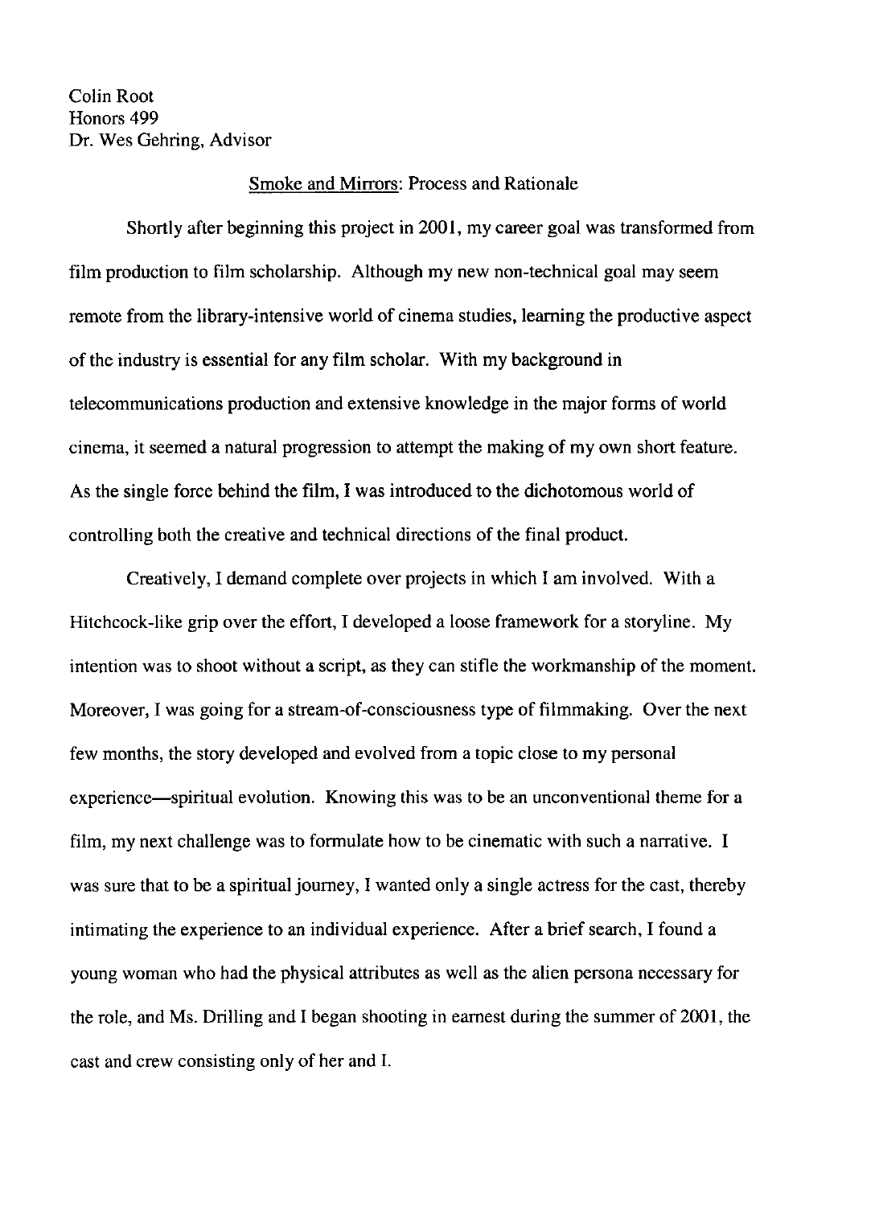Colin Root
Honors 499
Dr. Wes Gehring, Advisor

<u>Smoke and Mirrors</u>: Process and Rationale

Shortly after beginning this project in 2001, my career goal was transformed from film production to film scholarship. Although my new non-technical goal may seem remote from the library-intensive world of cinema studies, learning the productive aspect of the industry is essential for any film scholar. With my background in telecommunications production and extensive knowledge in the major forms of world cinema, it seemed a natural progression to attempt the making of my own short feature. As the single force behind the film, I was introduced to the dichotomous world of controlling both the creative and technical directions of the final product.

Creatively, I demand complete over projects in which I am involved. With a Hitchcock-like grip over the effort, I developed a loose framework for a storyline. My intention was to shoot without a script, as they can stifle the workmanship of the moment. Moreover, I was going for a stream-of-consciousness type of filmmaking. Over the next few months, the story developed and evolved from a topic close to my personal experience—spiritual evolution. Knowing this was to be an unconventional theme for a film, my next challenge was to formulate how to be cinematic with such a narrative. I was sure that to be a spiritual journey, I wanted only a single actress for the cast, thereby intimating the experience to an individual experience. After a brief search, I found a young woman who had the physical attributes as well as the alien persona necessary for the role, and Ms. Drilling and I began shooting in earnest during the summer of 2001, the cast and crew consisting only of her and I.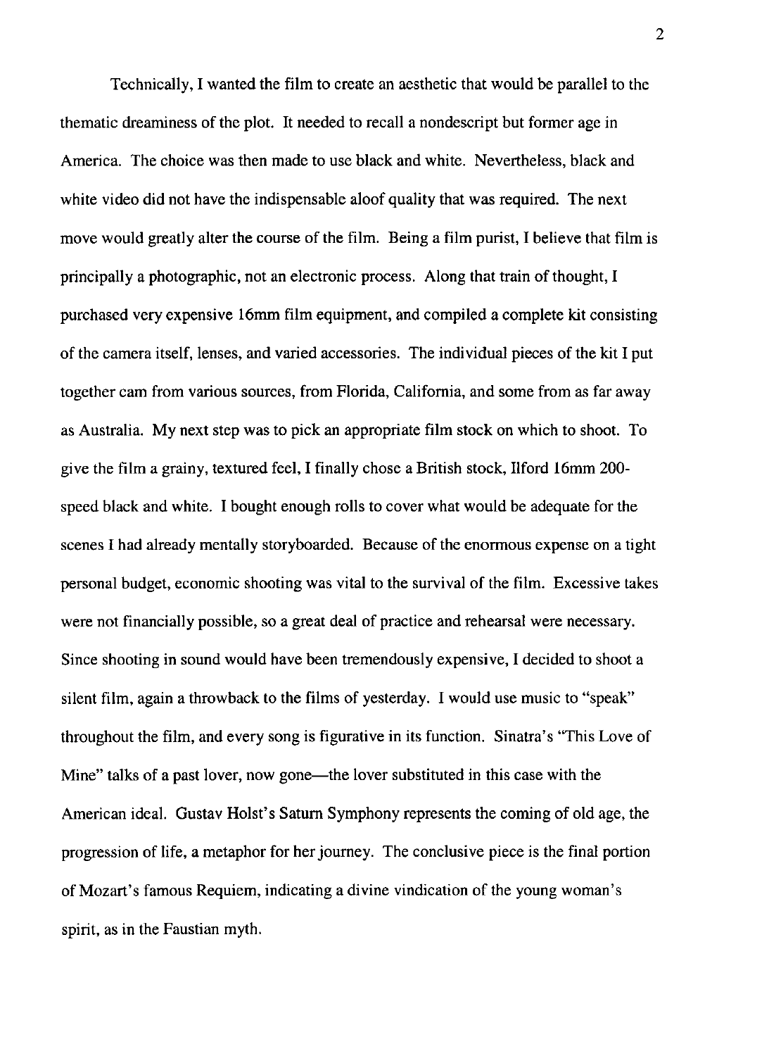Technically, I wanted the film to create an aesthetic that would be parallel to the thematic dreaminess of the plot. It needed to recall a nondescript but former age in America. The choice was then made to use black and white. Nevertheless, black and white video did not have the indispensable aloof quality that was required. The next move would greatly alter the course of the film. Being a film purist, I believe that film is principally a photographic, not an electronic process. Along that train of thought, I purchased very expensive 16mm film equipment, and compiled a complete kit consisting of the camera itself, lenses, and varied accessories. The individual pieces of the kit I put together cam from various sources, from Florida, California, and some from as far away as Australia. My next step was to pick an appropriate film stock on which to shoot. To give the film a grainy, textured feel, I finally chose a British stock, Ilford 16mm 200-speed black and white. I bought enough rolls to cover what would be adequate for the scenes I had already mentally storyboarded. Because of the enormous expense on a tight personal budget, economic shooting was vital to the survival of the film. Excessive takes were not financially possible, so a great deal of practice and rehearsal were necessary. Since shooting in sound would have been tremendously expensive, I decided to shoot a silent film, again a throwback to the films of yesterday. I would use music to "speak" throughout the film, and every song is figurative in its function. Sinatra's "This Love of Mine" talks of a past lover, now gone—the lover substituted in this case with the American ideal. Gustav Holst's Saturn Symphony represents the coming of old age, the progression of life, a metaphor for her journey. The conclusive piece is the final portion of Mozart's famous Requiem, indicating a divine vindication of the young woman's spirit, as in the Faustian myth.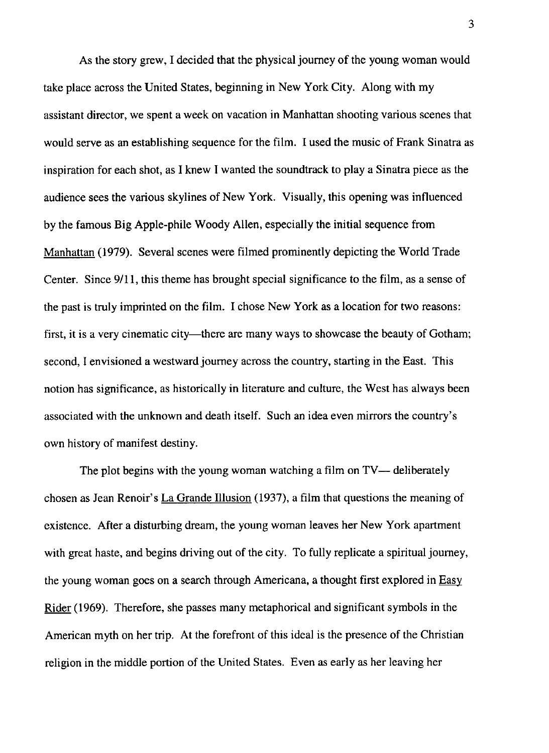As the story grew, I decided that the physical journey of the young woman would take place across the United States, beginning in New York City. Along with my assistant director, we spent a week on vacation in Manhattan shooting various scenes that would serve as an establishing sequence for the film. I used the music of Frank Sinatra as inspiration for each shot, as I knew I wanted the soundtrack to play a Sinatra piece as the audience sees the various skylines of New York. Visually, this opening was influenced by the famous Big Apple-phile Woody Allen, especially the initial sequence from <u>Manhattan</u> (1979). Several scenes were filmed prominently depicting the World Trade Center. Since 9/11, this theme has brought special significance to the film, as a sense of the past is truly imprinted on the film. I chose New York as a location for two reasons: first, it is a very cinematic city—there are many ways to showcase the beauty of Gotham; second, I envisioned a westward journey across the country, starting in the East. This notion has significance, as historically in literature and culture, the West has always been associated with the unknown and death itself. Such an idea even mirrors the country's own history of manifest destiny.

The plot begins with the young woman watching a film on TV— deliberately chosen as Jean Renoir's <u>La Grande Illusion</u> (1937), a film that questions the meaning of existence. After a disturbing dream, the young woman leaves her New York apartment with great haste, and begins driving out of the city. To fully replicate a spiritual journey, the young woman goes on a search through Americana, a thought first explored in <u>Easy Rider</u> (1969). Therefore, she passes many metaphorical and significant symbols in the American myth on her trip. At the forefront of this ideal is the presence of the Christian religion in the middle portion of the United States. Even as early as her leaving her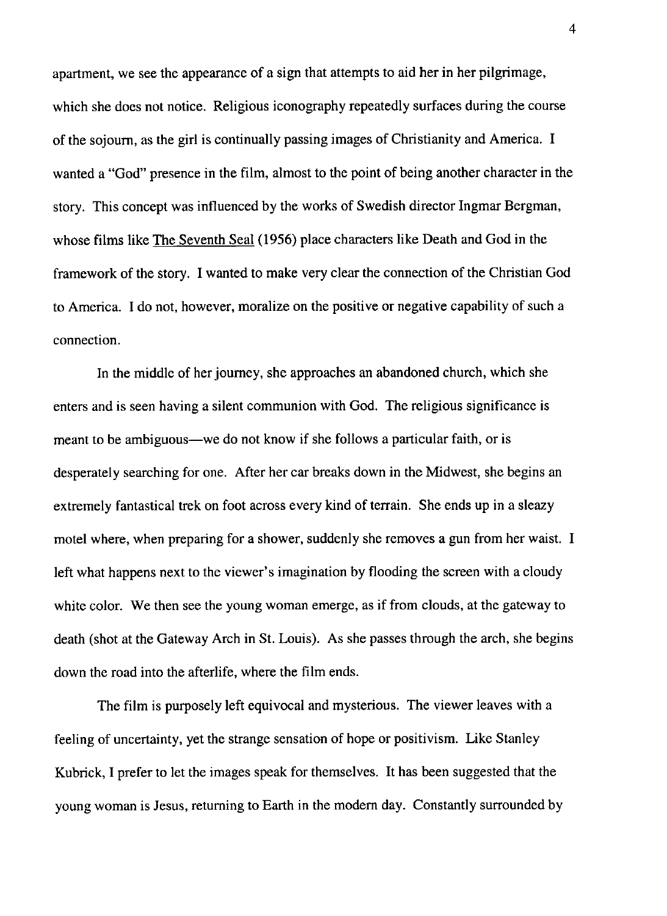apartment, we see the appearance of a sign that attempts to aid her in her pilgrimage, which she does not notice. Religious iconography repeatedly surfaces during the course of the sojourn, as the girl is continually passing images of Christianity and America. I wanted a "God" presence in the film, almost to the point of being another character in the story. This concept was influenced by the works of Swedish director Ingmar Bergman, whose films like The Seventh Seal (1956) place characters like Death and God in the framework of the story. I wanted to make very clear the connection of the Christian God to America. I do not, however, moralize on the positive or negative capability of such a connection.

In the middle of her journey, she approaches an abandoned church, which she enters and is seen having a silent communion with God. The religious significance is meant to be ambiguous—we do not know if she follows a particular faith, or is desperately searching for one. After her car breaks down in the Midwest, she begins an extremely fantastical trek on foot across every kind of terrain. She ends up in a sleazy motel where, when preparing for a shower, suddenly she removes a gun from her waist. I left what happens next to the viewer's imagination by flooding the screen with a cloudy white color. We then see the young woman emerge, as if from clouds, at the gateway to death (shot at the Gateway Arch in St. Louis). As she passes through the arch, she begins down the road into the afterlife, where the film ends.

The film is purposely left equivocal and mysterious. The viewer leaves with a feeling of uncertainty, yet the strange sensation of hope or positivism. Like Stanley Kubrick, I prefer to let the images speak for themselves. It has been suggested that the young woman is Jesus, returning to Earth in the modern day. Constantly surrounded by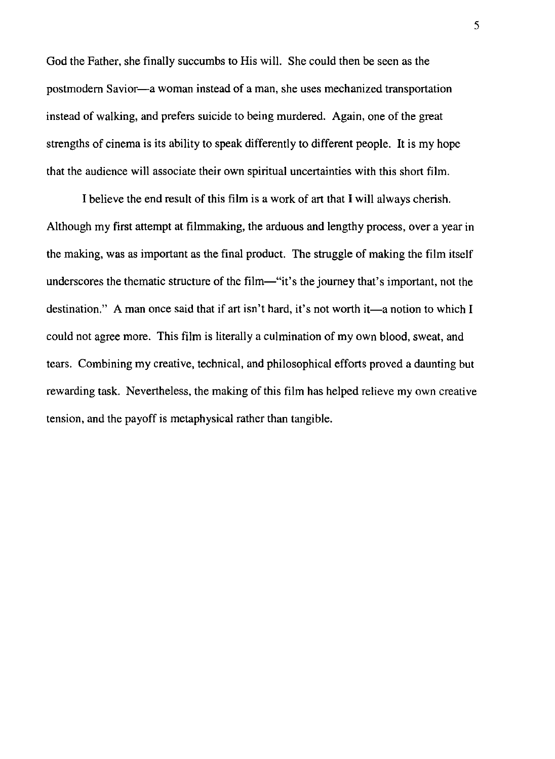God the Father, she finally succumbs to His will. She could then be seen as the postmodern Savior—a woman instead of a man, she uses mechanized transportation instead of walking, and prefers suicide to being murdered. Again, one of the great strengths of cinema is its ability to speak differently to different people. It is my hope that the audience will associate their own spiritual uncertainties with this short film.

I believe the end result of this film is a work of art that I will always cherish. Although my first attempt at filmmaking, the arduous and lengthy process, over a year in the making, was as important as the final product. The struggle of making the film itself underscores the thematic structure of the film—"it's the journey that's important, not the destination." A man once said that if art isn't hard, it's not worth it—a notion to which I could not agree more. This film is literally a culmination of my own blood, sweat, and tears. Combining my creative, technical, and philosophical efforts proved a daunting but rewarding task. Nevertheless, the making of this film has helped relieve my own creative tension, and the payoff is metaphysical rather than tangible.